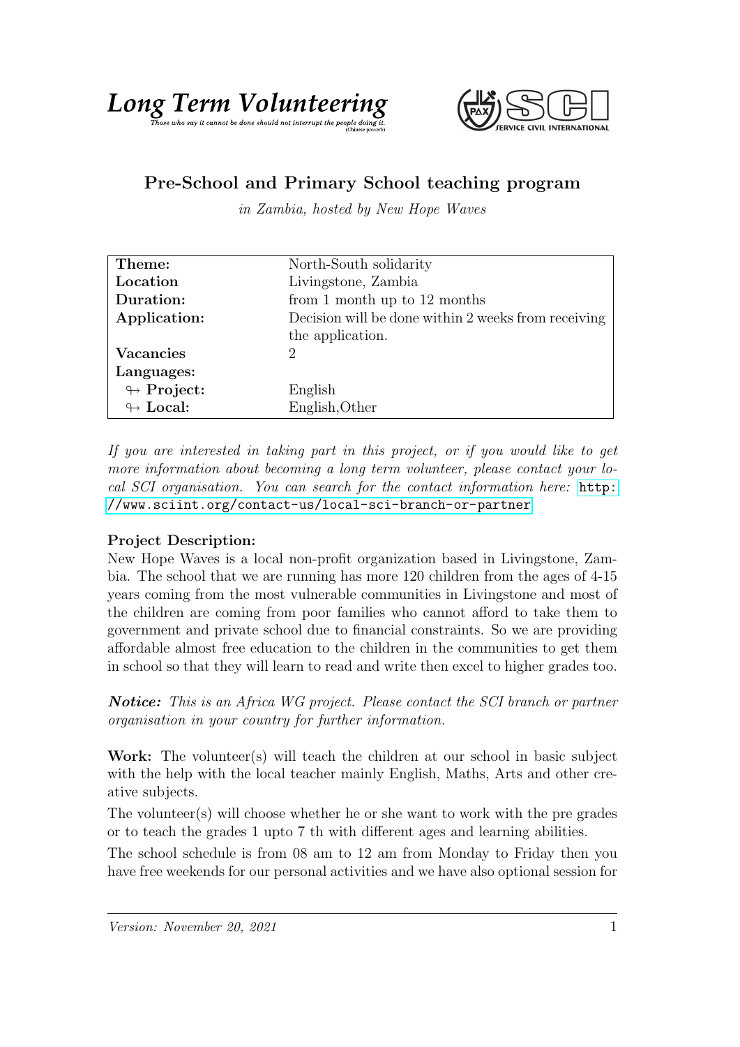**Long Term Volunteering**

*Those who say it cannot be done should not interrupt the people doing it.* (Chinese proverb)

SERVICE CIVIL INTERNATIONAL

## Pre-School and Primary School teaching program

*in Zambia, hosted by New Hope Waves*

| | |
|---|---|
| **Theme:** | North-South solidarity |
| **Location** | Livingstone, Zambia |
| **Duration:** | from 1 month up to 12 months |
| **Application:** | Decision will be done within 2 weeks from receiving the application. |
| **Vacancies** | 2 |
| **Languages:** | |
| ↬ **Project:** | English |
| ↬ **Local:** | English,Other |

*If you are interested in taking part in this project, or if you would like to get more information about becoming a long term volunteer, please contact your local SCI organisation. You can search for the contact information here:* http://www.sciint.org/contact-us/local-sci-branch-or-partner

**Project Description:**

New Hope Waves is a local non-profit organization based in Livingstone, Zambia. The school that we are running has more 120 children from the ages of 4-15 years coming from the most vulnerable communities in Livingstone and most of the children are coming from poor families who cannot afford to take them to government and private school due to financial constraints. So we are providing affordable almost free education to the children in the communities to get them in school so that they will learn to read and write then excel to higher grades too.

***Notice:*** *This is an Africa WG project. Please contact the SCI branch or partner organisation in your country for further information.*

**Work:** The volunteer(s) will teach the children at our school in basic subject with the help with the local teacher mainly English, Maths, Arts and other creative subjects.

The volunteer(s) will choose whether he or she want to work with the pre grades or to teach the grades 1 upto 7 th with different ages and learning abilities.

The school schedule is from 08 am to 12 am from Monday to Friday then you have free weekends for our personal activities and we have also optional session for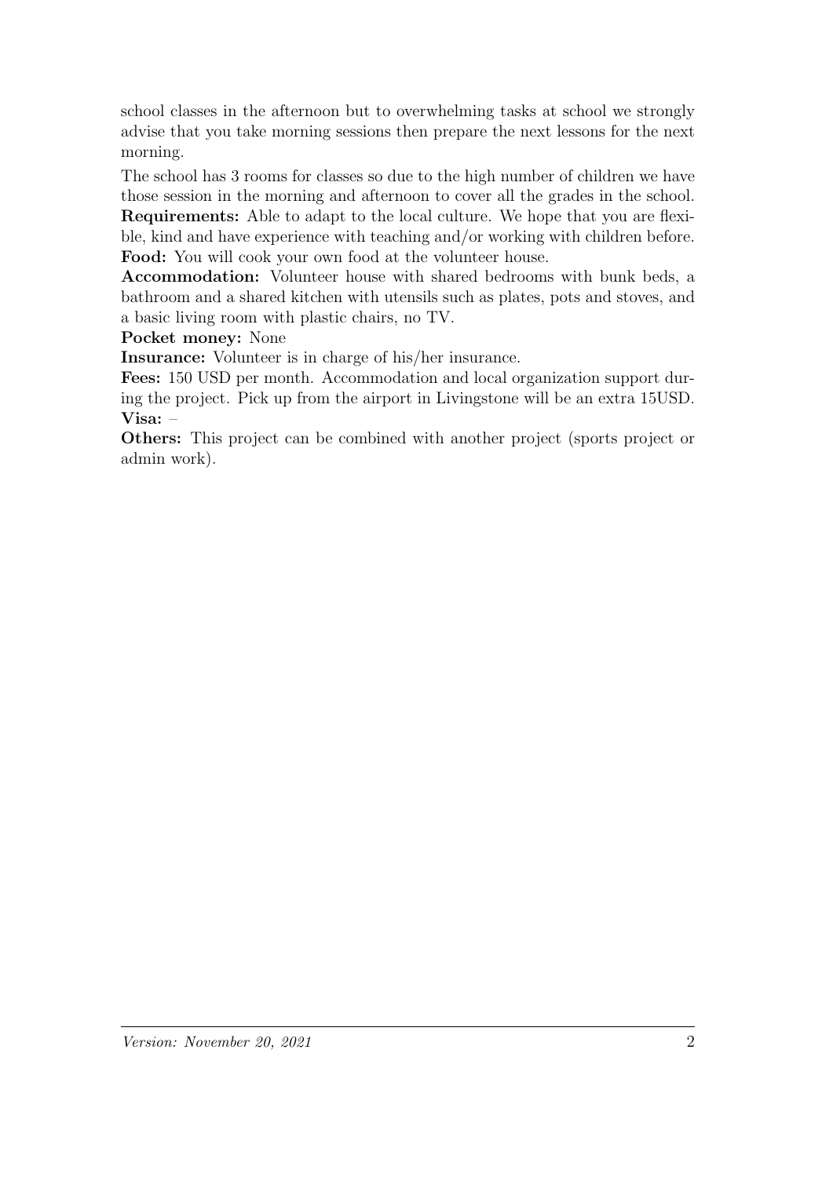school classes in the afternoon but to overwhelming tasks at school we strongly advise that you take morning sessions then prepare the next lessons for the next morning.

The school has 3 rooms for classes so due to the high number of children we have those session in the morning and afternoon to cover all the grades in the school.
**Requirements:** Able to adapt to the local culture. We hope that you are flexible, kind and have experience with teaching and/or working with children before.
**Food:** You will cook your own food at the volunteer house.
**Accommodation:** Volunteer house with shared bedrooms with bunk beds, a bathroom and a shared kitchen with utensils such as plates, pots and stoves, and a basic living room with plastic chairs, no TV.
**Pocket money:** None
**Insurance:** Volunteer is in charge of his/her insurance.
**Fees:** 150 USD per month. Accommodation and local organization support during the project. Pick up from the airport in Livingstone will be an extra 15USD.
**Visa:** –
**Others:** This project can be combined with another project (sports project or admin work).

*Version: November 20, 2021*